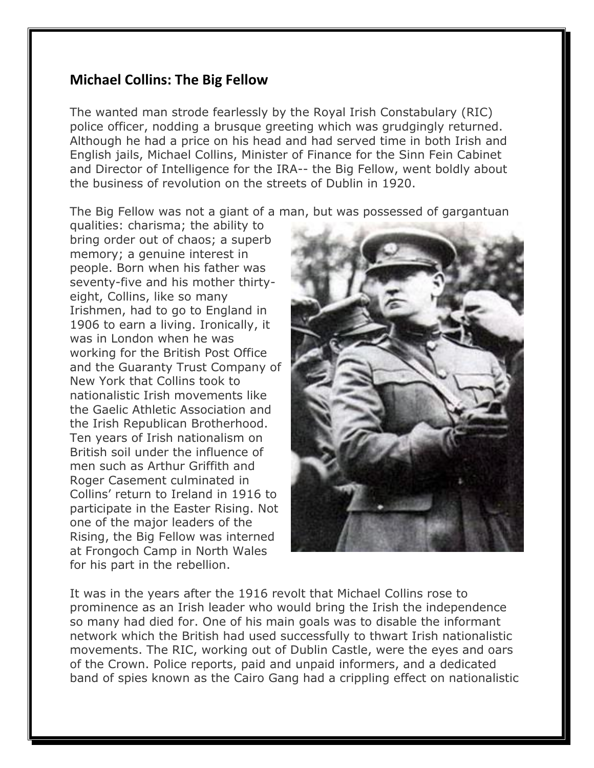## Michael Collins: The Big Fellow

The wanted man strode fearlessly by the Royal Irish Constabulary (RIC) police officer, nodding a brusque greeting which was grudgingly returned. Although he had a price on his head and had served time in both Irish and English jails, Michael Collins, Minister of Finance for the Sinn Fein Cabinet and Director of Intelligence for the IRA-- the Big Fellow, went boldly about the business of revolution on the streets of Dublin in 1920.

The Big Fellow was not a giant of a man, but was possessed of gargantuan qualities: charisma; the ability to bring order out of chaos; a superb memory; a genuine interest in people. Born when his father was seventy-five and his mother thirty-eight, Collins, like so many Irishmen, had to go to England in 1906 to earn a living. Ironically, it was in London when he was working for the British Post Office and the Guaranty Trust Company of New York that Collins took to nationalistic Irish movements like the Gaelic Athletic Association and the Irish Republican Brotherhood. Ten years of Irish nationalism on British soil under the influence of men such as Arthur Griffith and Roger Casement culminated in Collins' return to Ireland in 1916 to participate in the Easter Rising. Not one of the major leaders of the Rising, the Big Fellow was interned at Frongoch Camp in North Wales for his part in the rebellion.

It was in the years after the 1916 revolt that Michael Collins rose to prominence as an Irish leader who would bring the Irish the independence so many had died for. One of his main goals was to disable the informant network which the British had used successfully to thwart Irish nationalistic movements. The RIC, working out of Dublin Castle, were the eyes and oars of the Crown. Police reports, paid and unpaid informers, and a dedicated band of spies known as the Cairo Gang had a crippling effect on nationalistic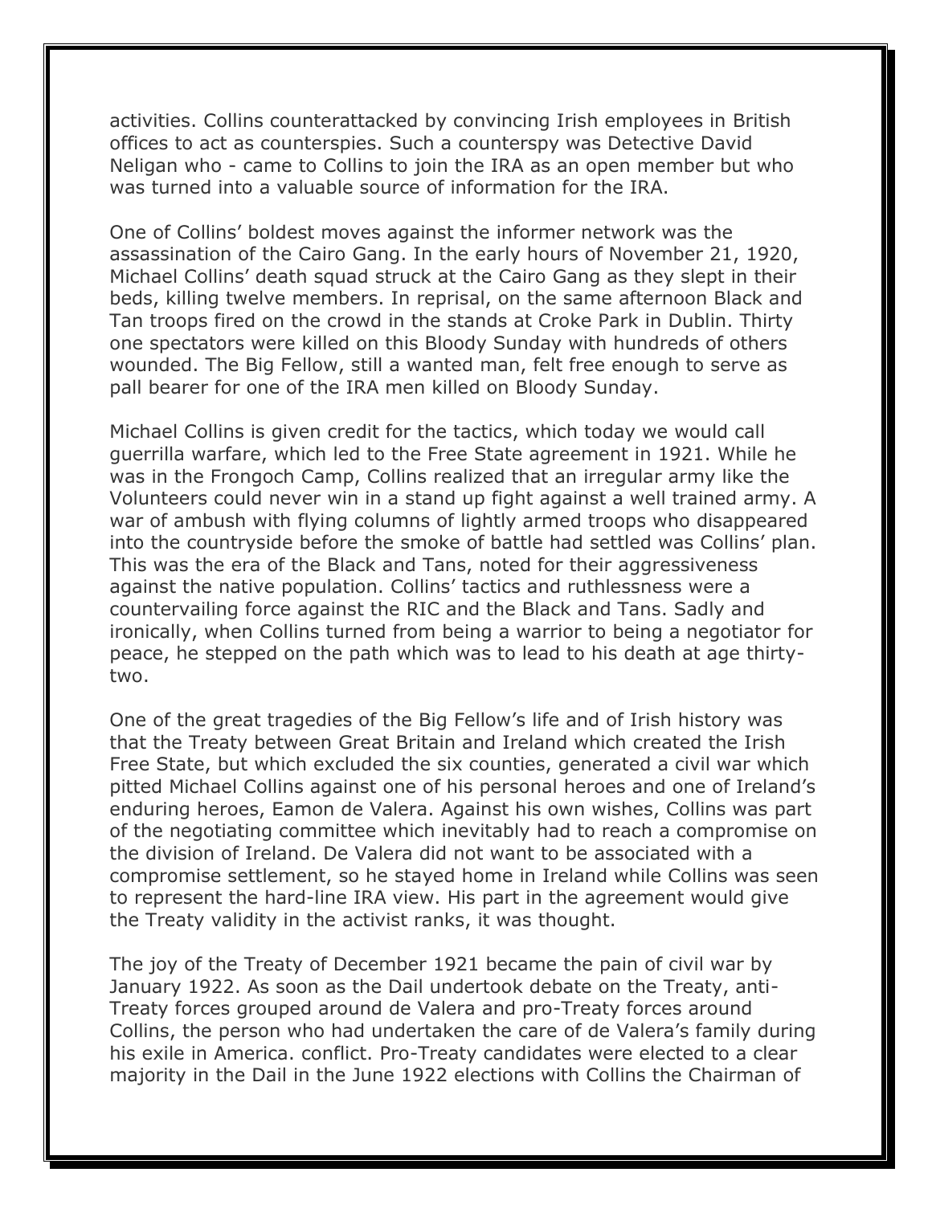activities. Collins counterattacked by convincing Irish employees in British offices to act as counterspies. Such a counterspy was Detective David Neligan who - came to Collins to join the IRA as an open member but who was turned into a valuable source of information for the IRA.

One of Collins' boldest moves against the informer network was the assassination of the Cairo Gang. In the early hours of November 21, 1920, Michael Collins' death squad struck at the Cairo Gang as they slept in their beds, killing twelve members. In reprisal, on the same afternoon Black and Tan troops fired on the crowd in the stands at Croke Park in Dublin. Thirty one spectators were killed on this Bloody Sunday with hundreds of others wounded. The Big Fellow, still a wanted man, felt free enough to serve as pall bearer for one of the IRA men killed on Bloody Sunday.

Michael Collins is given credit for the tactics, which today we would call guerrilla warfare, which led to the Free State agreement in 1921. While he was in the Frongoch Camp, Collins realized that an irregular army like the Volunteers could never win in a stand up fight against a well trained army. A war of ambush with flying columns of lightly armed troops who disappeared into the countryside before the smoke of battle had settled was Collins' plan. This was the era of the Black and Tans, noted for their aggressiveness against the native population. Collins' tactics and ruthlessness were a countervailing force against the RIC and the Black and Tans. Sadly and ironically, when Collins turned from being a warrior to being a negotiator for peace, he stepped on the path which was to lead to his death at age thirty-two.

One of the great tragedies of the Big Fellow's life and of Irish history was that the Treaty between Great Britain and Ireland which created the Irish Free State, but which excluded the six counties, generated a civil war which pitted Michael Collins against one of his personal heroes and one of Ireland's enduring heroes, Eamon de Valera. Against his own wishes, Collins was part of the negotiating committee which inevitably had to reach a compromise on the division of Ireland. De Valera did not want to be associated with a compromise settlement, so he stayed home in Ireland while Collins was seen to represent the hard-line IRA view. His part in the agreement would give the Treaty validity in the activist ranks, it was thought.

The joy of the Treaty of December 1921 became the pain of civil war by January 1922. As soon as the Dail undertook debate on the Treaty, anti-Treaty forces grouped around de Valera and pro-Treaty forces around Collins, the person who had undertaken the care of de Valera's family during his exile in America. conflict. Pro-Treaty candidates were elected to a clear majority in the Dail in the June 1922 elections with Collins the Chairman of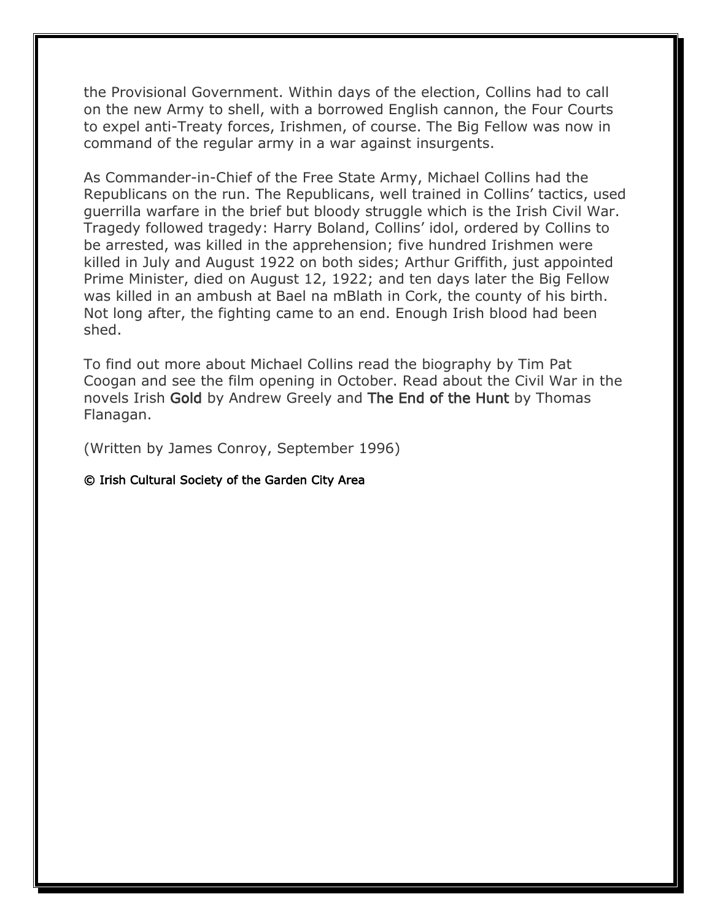the Provisional Government. Within days of the election, Collins had to call on the new Army to shell, with a borrowed English cannon, the Four Courts to expel anti-Treaty forces, Irishmen, of course. The Big Fellow was now in command of the regular army in a war against insurgents.

As Commander-in-Chief of the Free State Army, Michael Collins had the Republicans on the run. The Republicans, well trained in Collins' tactics, used guerrilla warfare in the brief but bloody struggle which is the Irish Civil War. Tragedy followed tragedy: Harry Boland, Collins' idol, ordered by Collins to be arrested, was killed in the apprehension; five hundred Irishmen were killed in July and August 1922 on both sides; Arthur Griffith, just appointed Prime Minister, died on August 12, 1922; and ten days later the Big Fellow was killed in an ambush at Bael na mBlath in Cork, the county of his birth. Not long after, the fighting came to an end. Enough Irish blood had been shed.

To find out more about Michael Collins read the biography by Tim Pat Coogan and see the film opening in October. Read about the Civil War in the novels Irish Gold by Andrew Greely and The End of the Hunt by Thomas Flanagan.

(Written by James Conroy, September 1996)

© Irish Cultural Society of the Garden City Area